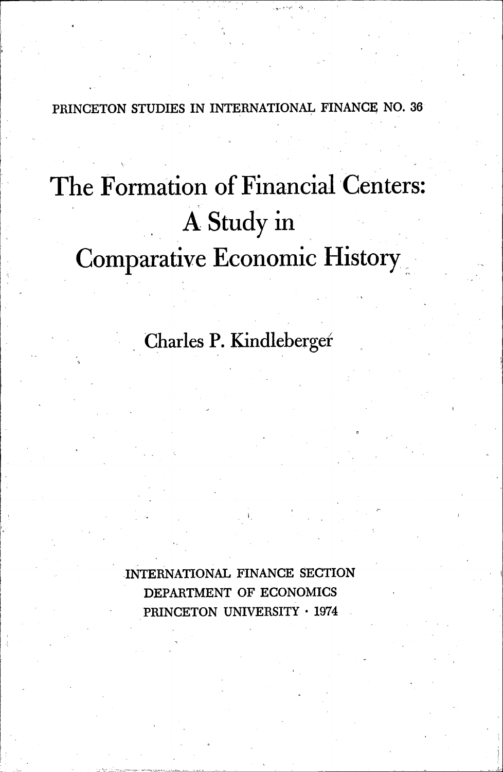PRINCETON STUDIES IN INTERNATIONAL FINANCE NO. 36

# The Formation of Financial Centers: A Study in Comparative Economic History

Charles P. Kindleberger

INTERNATIONAL FINANCE SECTION
DEPARTMENT OF ECONOMICS
PRINCETON UNIVERSITY · 1974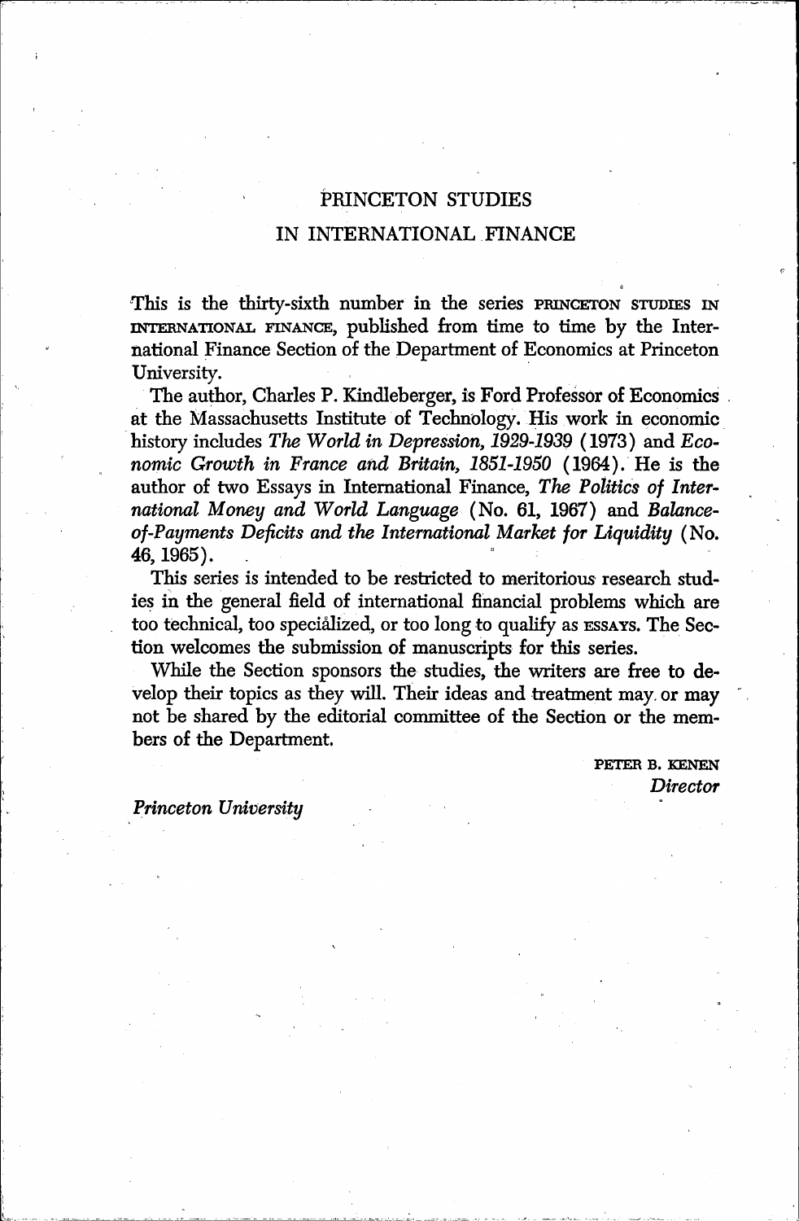# PRINCETON STUDIES IN INTERNATIONAL FINANCE

This is the thirty-sixth number in the series PRINCETON STUDIES IN INTERNATIONAL FINANCE, published from time to time by the International Finance Section of the Department of Economics at Princeton University.

The author, Charles P. Kindleberger, is Ford Professor of Economics at the Massachusetts Institute of Technology. His work in economic history includes *The World in Depression, 1929-1939* (1973) and *Economic Growth in France and Britain, 1851-1950* (1964). He is the author of two Essays in International Finance, *The Politics of International Money and World Language* (No. 61, 1967) and *Balance-of-Payments Deficits and the International Market for Liquidity* (No. 46, 1965).

This series is intended to be restricted to meritorious research studies in the general field of international financial problems which are too technical, too specialized, or too long to qualify as ESSAYS. The Section welcomes the submission of manuscripts for this series.

While the Section sponsors the studies, the writers are free to develop their topics as they will. Their ideas and treatment may or may not be shared by the editorial committee of the Section or the members of the Department.

PETER B. KENEN
*Director*

*Princeton University*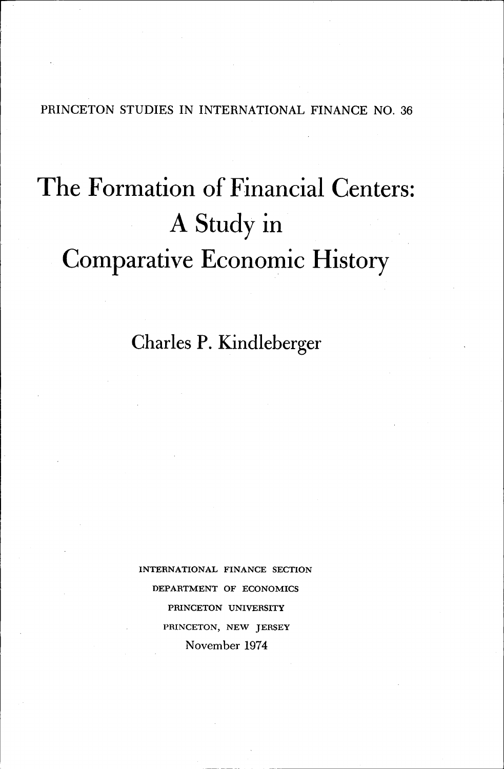PRINCETON STUDIES IN INTERNATIONAL FINANCE NO. 36

# The Formation of Financial Centers: A Study in Comparative Economic History

Charles P. Kindleberger

INTERNATIONAL FINANCE SECTION
DEPARTMENT OF ECONOMICS
PRINCETON UNIVERSITY
PRINCETON, NEW JERSEY
November 1974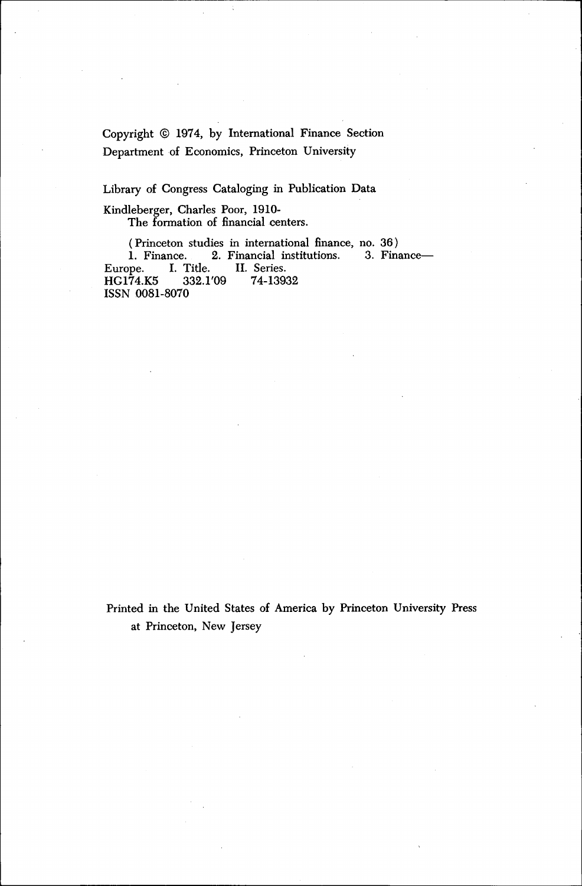Copyright © 1974, by International Finance Section
Department of Economics, Princeton University

Library of Congress Cataloging in Publication Data

Kindleberger, Charles Poor, 1910-
The formation of financial centers.

(Princeton studies in international finance, no. 36)
1. Finance. 2. Financial institutions. 3. Finance—Europe. I. Title. II. Series.
HG174.K5 332.1'09 74-13932
ISSN 0081-8070

Printed in the United States of America by Princeton University Press
at Princeton, New Jersey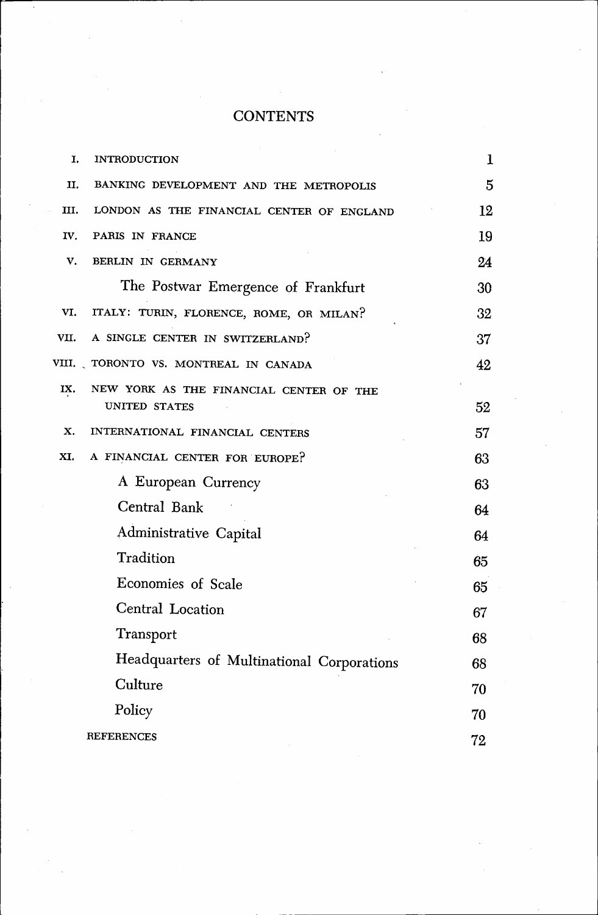# CONTENTS

| | | |
|---|---|---|
| I. | INTRODUCTION | 1 |
| II. | BANKING DEVELOPMENT AND THE METROPOLIS | 5 |
| III. | LONDON AS THE FINANCIAL CENTER OF ENGLAND | 12 |
| IV. | PARIS IN FRANCE | 19 |
| V. | BERLIN IN GERMANY | 24 |
| | The Postwar Emergence of Frankfurt | 30 |
| VI. | ITALY: TURIN, FLORENCE, ROME, OR MILAN? | 32 |
| VII. | A SINGLE CENTER IN SWITZERLAND? | 37 |
| VIII. | TORONTO VS. MONTREAL IN CANADA | 42 |
| IX. | NEW YORK AS THE FINANCIAL CENTER OF THE UNITED STATES | 52 |
| X. | INTERNATIONAL FINANCIAL CENTERS | 57 |
| XI. | A FINANCIAL CENTER FOR EUROPE? | 63 |
| | A European Currency | 63 |
| | Central Bank | 64 |
| | Administrative Capital | 64 |
| | Tradition | 65 |
| | Economies of Scale | 65 |
| | Central Location | 67 |
| | Transport | 68 |
| | Headquarters of Multinational Corporations | 68 |
| | Culture | 70 |
| | Policy | 70 |
| | REFERENCES | 72 |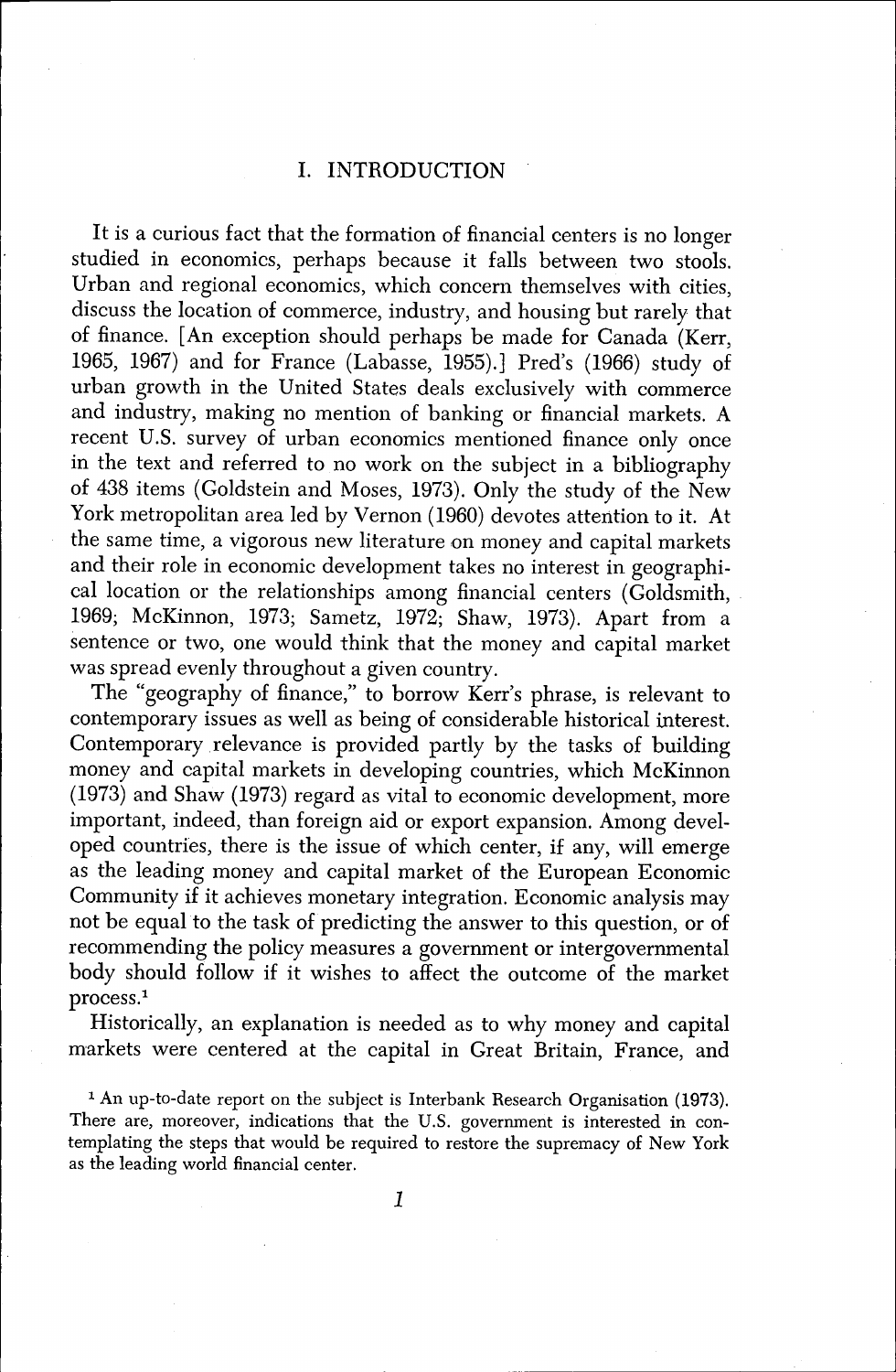## I. INTRODUCTION

It is a curious fact that the formation of financial centers is no longer studied in economics, perhaps because it falls between two stools. Urban and regional economics, which concern themselves with cities, discuss the location of commerce, industry, and housing but rarely that of finance. [An exception should perhaps be made for Canada (Kerr, 1965, 1967) and for France (Labasse, 1955).] Pred's (1966) study of urban growth in the United States deals exclusively with commerce and industry, making no mention of banking or financial markets. A recent U.S. survey of urban economics mentioned finance only once in the text and referred to no work on the subject in a bibliography of 438 items (Goldstein and Moses, 1973). Only the study of the New York metropolitan area led by Vernon (1960) devotes attention to it. At the same time, a vigorous new literature on money and capital markets and their role in economic development takes no interest in geographical location or the relationships among financial centers (Goldsmith, 1969; McKinnon, 1973; Sametz, 1972; Shaw, 1973). Apart from a sentence or two, one would think that the money and capital market was spread evenly throughout a given country.

The "geography of finance," to borrow Kerr's phrase, is relevant to contemporary issues as well as being of considerable historical interest. Contemporary relevance is provided partly by the tasks of building money and capital markets in developing countries, which McKinnon (1973) and Shaw (1973) regard as vital to economic development, more important, indeed, than foreign aid or export expansion. Among developed countries, there is the issue of which center, if any, will emerge as the leading money and capital market of the European Economic Community if it achieves monetary integration. Economic analysis may not be equal to the task of predicting the answer to this question, or of recommending the policy measures a government or intergovernmental body should follow if it wishes to affect the outcome of the market process.[1]

Historically, an explanation is needed as to why money and capital markets were centered at the capital in Great Britain, France, and

[1] An up-to-date report on the subject is Interbank Research Organisation (1973). There are, moreover, indications that the U.S. government is interested in contemplating the steps that would be required to restore the supremacy of New York as the leading world financial center.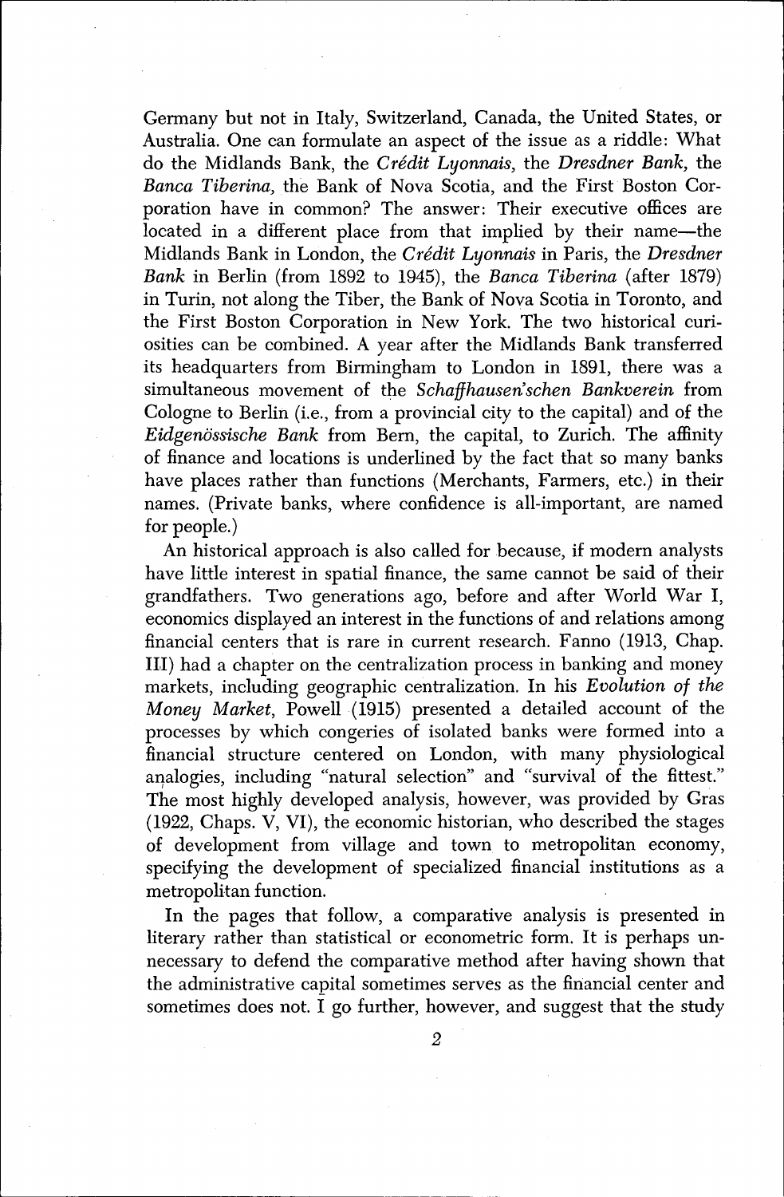Germany but not in Italy, Switzerland, Canada, the United States, or Australia. One can formulate an aspect of the issue as a riddle: What do the Midlands Bank, the *Crédit Lyonnais*, the *Dresdner Bank*, the *Banca Tiberina*, the Bank of Nova Scotia, and the First Boston Corporation have in common? The answer: Their executive offices are located in a different place from that implied by their name—the Midlands Bank in London, the *Crédit Lyonnais* in Paris, the *Dresdner Bank* in Berlin (from 1892 to 1945), the *Banca Tiberina* (after 1879) in Turin, not along the Tiber, the Bank of Nova Scotia in Toronto, and the First Boston Corporation in New York. The two historical curiosities can be combined. A year after the Midlands Bank transferred its headquarters from Birmingham to London in 1891, there was a simultaneous movement of the *Schaffhausen'schen Bankverein* from Cologne to Berlin (i.e., from a provincial city to the capital) and of the *Eidgenössische Bank* from Bern, the capital, to Zurich. The affinity of finance and locations is underlined by the fact that so many banks have places rather than functions (Merchants, Farmers, etc.) in their names. (Private banks, where confidence is all-important, are named for people.)

An historical approach is also called for because, if modern analysts have little interest in spatial finance, the same cannot be said of their grandfathers. Two generations ago, before and after World War I, economics displayed an interest in the functions of and relations among financial centers that is rare in current research. Fanno (1913, Chap. III) had a chapter on the centralization process in banking and money markets, including geographic centralization. In his *Evolution of the Money Market*, Powell (1915) presented a detailed account of the processes by which congeries of isolated banks were formed into a financial structure centered on London, with many physiological analogies, including "natural selection" and "survival of the fittest." The most highly developed analysis, however, was provided by Gras (1922, Chaps. V, VI), the economic historian, who described the stages of development from village and town to metropolitan economy, specifying the development of specialized financial institutions as a metropolitan function.

In the pages that follow, a comparative analysis is presented in literary rather than statistical or econometric form. It is perhaps unnecessary to defend the comparative method after having shown that the administrative capital sometimes serves as the financial center and sometimes does not. I go further, however, and suggest that the study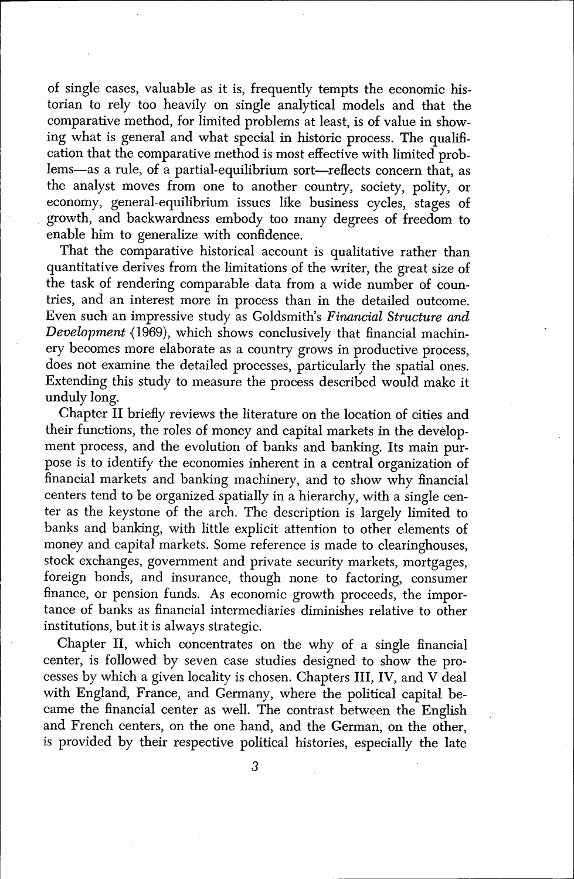of single cases, valuable as it is, frequently tempts the economic historian to rely too heavily on single analytical models and that the comparative method, for limited problems at least, is of value in showing what is general and what special in historic process. The qualification that the comparative method is most effective with limited problems—as a rule, of a partial-equilibrium sort—reflects concern that, as the analyst moves from one to another country, society, polity, or economy, general-equilibrium issues like business cycles, stages of growth, and backwardness embody too many degrees of freedom to enable him to generalize with confidence.

That the comparative historical account is qualitative rather than quantitative derives from the limitations of the writer, the great size of the task of rendering comparable data from a wide number of countries, and an interest more in process than in the detailed outcome. Even such an impressive study as Goldsmith's *Financial Structure and Development* (1969), which shows conclusively that financial machinery becomes more elaborate as a country grows in productive process, does not examine the detailed processes, particularly the spatial ones. Extending this study to measure the process described would make it unduly long.

Chapter II briefly reviews the literature on the location of cities and their functions, the roles of money and capital markets in the development process, and the evolution of banks and banking. Its main purpose is to identify the economies inherent in a central organization of financial markets and banking machinery, and to show why financial centers tend to be organized spatially in a hierarchy, with a single center as the keystone of the arch. The description is largely limited to banks and banking, with little explicit attention to other elements of money and capital markets. Some reference is made to clearinghouses, stock exchanges, government and private security markets, mortgages, foreign bonds, and insurance, though none to factoring, consumer finance, or pension funds. As economic growth proceeds, the importance of banks as financial intermediaries diminishes relative to other institutions, but it is always strategic.

Chapter II, which concentrates on the why of a single financial center, is followed by seven case studies designed to show the processes by which a given locality is chosen. Chapters III, IV, and V deal with England, France, and Germany, where the political capital became the financial center as well. The contrast between the English and French centers, on the one hand, and the German, on the other, is provided by their respective political histories, especially the late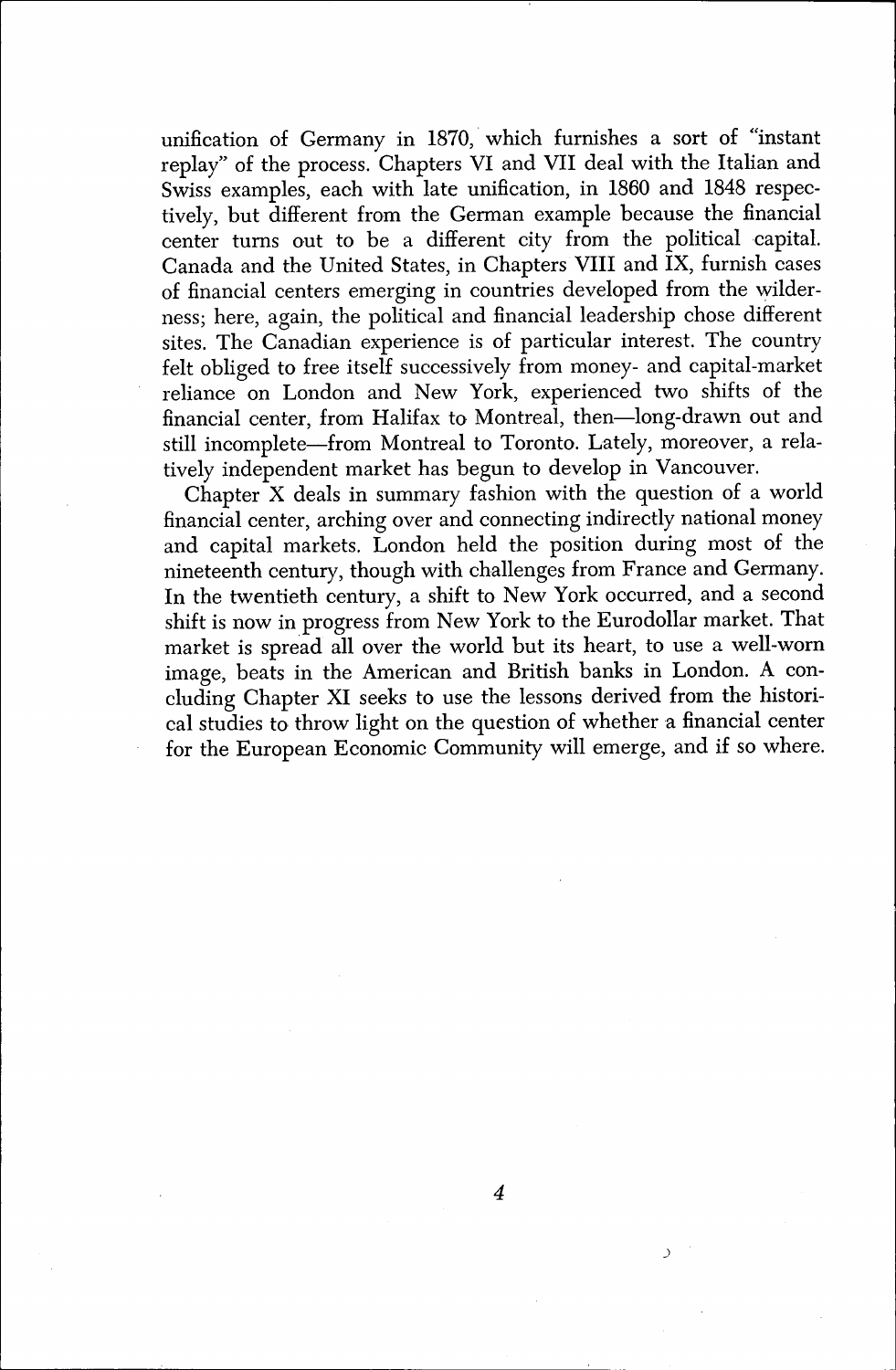unification of Germany in 1870, which furnishes a sort of "instant replay" of the process. Chapters VI and VII deal with the Italian and Swiss examples, each with late unification, in 1860 and 1848 respectively, but different from the German example because the financial center turns out to be a different city from the political capital. Canada and the United States, in Chapters VIII and IX, furnish cases of financial centers emerging in countries developed from the wilderness; here, again, the political and financial leadership chose different sites. The Canadian experience is of particular interest. The country felt obliged to free itself successively from money- and capital-market reliance on London and New York, experienced two shifts of the financial center, from Halifax to Montreal, then—long-drawn out and still incomplete—from Montreal to Toronto. Lately, moreover, a relatively independent market has begun to develop in Vancouver.

Chapter X deals in summary fashion with the question of a world financial center, arching over and connecting indirectly national money and capital markets. London held the position during most of the nineteenth century, though with challenges from France and Germany. In the twentieth century, a shift to New York occurred, and a second shift is now in progress from New York to the Eurodollar market. That market is spread all over the world but its heart, to use a well-worn image, beats in the American and British banks in London. A concluding Chapter XI seeks to use the lessons derived from the historical studies to throw light on the question of whether a financial center for the European Economic Community will emerge, and if so where.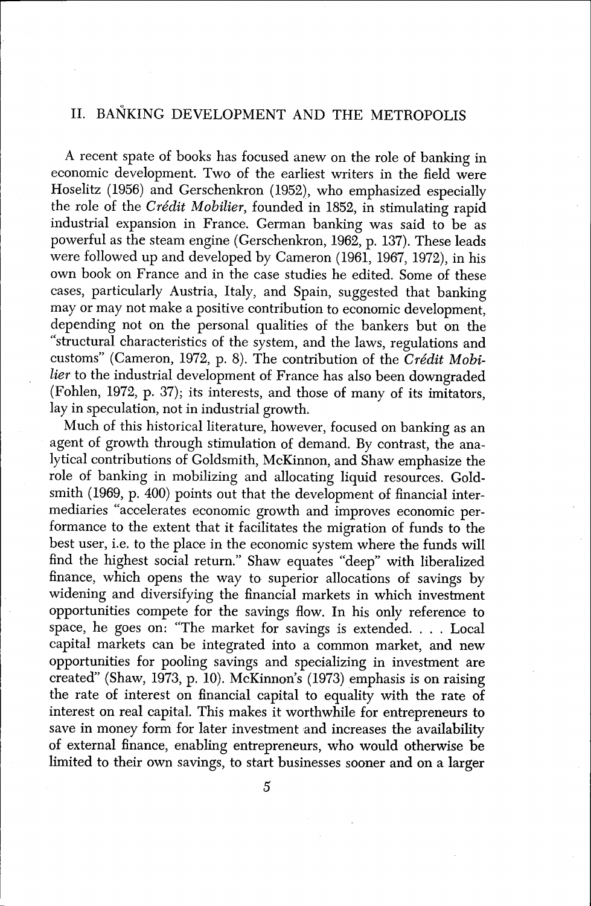## II. BANKING DEVELOPMENT AND THE METROPOLIS

A recent spate of books has focused anew on the role of banking in economic development. Two of the earliest writers in the field were Hoselitz (1956) and Gerschenkron (1952), who emphasized especially the role of the *Crédit Mobilier*, founded in 1852, in stimulating rapid industrial expansion in France. German banking was said to be as powerful as the steam engine (Gerschenkron, 1962, p. 137). These leads were followed up and developed by Cameron (1961, 1967, 1972), in his own book on France and in the case studies he edited. Some of these cases, particularly Austria, Italy, and Spain, suggested that banking may or may not make a positive contribution to economic development, depending not on the personal qualities of the bankers but on the "structural characteristics of the system, and the laws, regulations and customs" (Cameron, 1972, p. 8). The contribution of the *Crédit Mobilier* to the industrial development of France has also been downgraded (Fohlen, 1972, p. 37); its interests, and those of many of its imitators, lay in speculation, not in industrial growth.

Much of this historical literature, however, focused on banking as an agent of growth through stimulation of demand. By contrast, the analytical contributions of Goldsmith, McKinnon, and Shaw emphasize the role of banking in mobilizing and allocating liquid resources. Goldsmith (1969, p. 400) points out that the development of financial intermediaries "accelerates economic growth and improves economic performance to the extent that it facilitates the migration of funds to the best user, i.e. to the place in the economic system where the funds will find the highest social return." Shaw equates "deep" with liberalized finance, which opens the way to superior allocations of savings by widening and diversifying the financial markets in which investment opportunities compete for the savings flow. In his only reference to space, he goes on: "The market for savings is extended. . . . Local capital markets can be integrated into a common market, and new opportunities for pooling savings and specializing in investment are created" (Shaw, 1973, p. 10). McKinnon's (1973) emphasis is on raising the rate of interest on financial capital to equality with the rate of interest on real capital. This makes it worthwhile for entrepreneurs to save in money form for later investment and increases the availability of external finance, enabling entrepreneurs, who would otherwise be limited to their own savings, to start businesses sooner and on a larger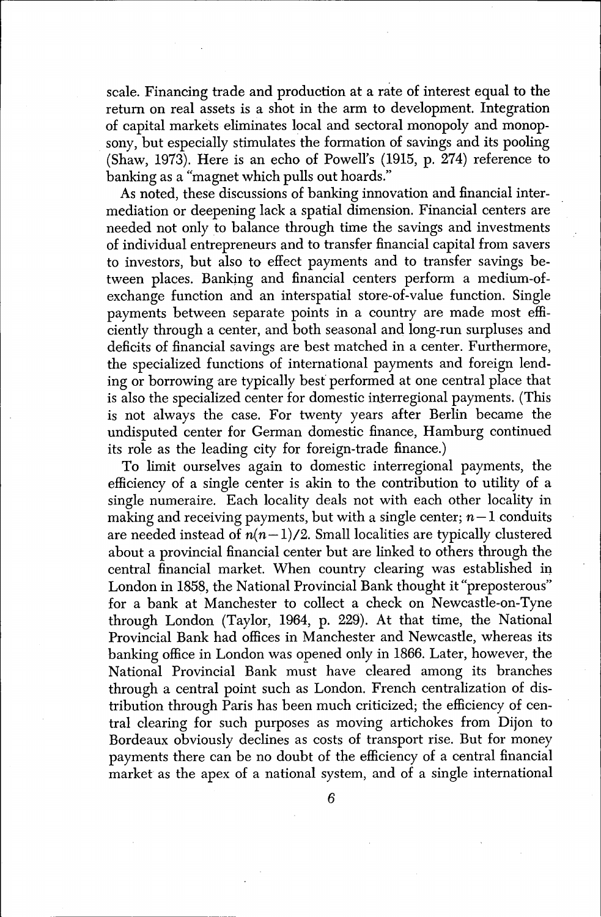scale. Financing trade and production at a rate of interest equal to the return on real assets is a shot in the arm to development. Integration of capital markets eliminates local and sectoral monopoly and monopsony, but especially stimulates the formation of savings and its pooling (Shaw, 1973). Here is an echo of Powell's (1915, p. 274) reference to banking as a "magnet which pulls out hoards."

As noted, these discussions of banking innovation and financial intermediation or deepening lack a spatial dimension. Financial centers are needed not only to balance through time the savings and investments of individual entrepreneurs and to transfer financial capital from savers to investors, but also to effect payments and to transfer savings between places. Banking and financial centers perform a medium-of-exchange function and an interspatial store-of-value function. Single payments between separate points in a country are made most efficiently through a center, and both seasonal and long-run surpluses and deficits of financial savings are best matched in a center. Furthermore, the specialized functions of international payments and foreign lending or borrowing are typically best performed at one central place that is also the specialized center for domestic interregional payments. (This is not always the case. For twenty years after Berlin became the undisputed center for German domestic finance, Hamburg continued its role as the leading city for foreign-trade finance.)

To limit ourselves again to domestic interregional payments, the efficiency of a single center is akin to the contribution to utility of a single numeraire. Each locality deals not with each other locality in making and receiving payments, but with a single center; $n-1$ conduits are needed instead of $n(n-1)/2$. Small localities are typically clustered about a provincial financial center but are linked to others through the central financial market. When country clearing was established in London in 1858, the National Provincial Bank thought it "preposterous" for a bank at Manchester to collect a check on Newcastle-on-Tyne through London (Taylor, 1964, p. 229). At that time, the National Provincial Bank had offices in Manchester and Newcastle, whereas its banking office in London was opened only in 1866. Later, however, the National Provincial Bank must have cleared among its branches through a central point such as London. French centralization of distribution through Paris has been much criticized; the efficiency of central clearing for such purposes as moving artichokes from Dijon to Bordeaux obviously declines as costs of transport rise. But for money payments there can be no doubt of the efficiency of a central financial market as the apex of a national system, and of a single international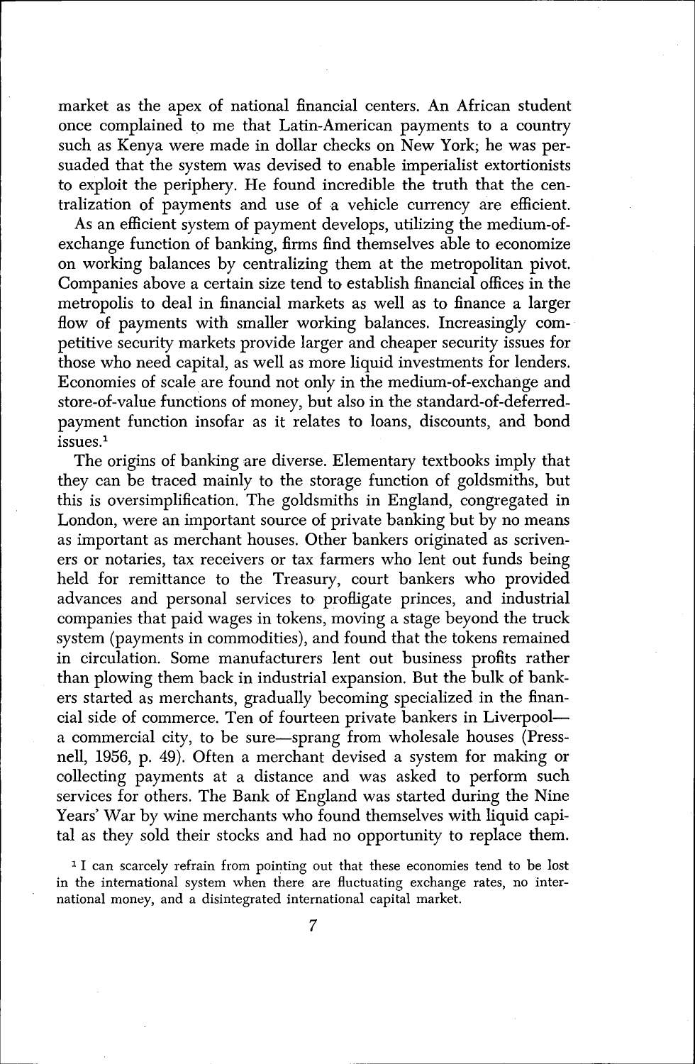market as the apex of national financial centers. An African student once complained to me that Latin-American payments to a country such as Kenya were made in dollar checks on New York; he was persuaded that the system was devised to enable imperialist extortionists to exploit the periphery. He found incredible the truth that the centralization of payments and use of a vehicle currency are efficient.

As an efficient system of payment develops, utilizing the medium-of-exchange function of banking, firms find themselves able to economize on working balances by centralizing them at the metropolitan pivot. Companies above a certain size tend to establish financial offices in the metropolis to deal in financial markets as well as to finance a larger flow of payments with smaller working balances. Increasingly competitive security markets provide larger and cheaper security issues for those who need capital, as well as more liquid investments for lenders. Economies of scale are found not only in the medium-of-exchange and store-of-value functions of money, but also in the standard-of-deferred-payment function insofar as it relates to loans, discounts, and bond issues.[1]

The origins of banking are diverse. Elementary textbooks imply that they can be traced mainly to the storage function of goldsmiths, but this is oversimplification. The goldsmiths in England, congregated in London, were an important source of private banking but by no means as important as merchant houses. Other bankers originated as scriveners or notaries, tax receivers or tax farmers who lent out funds being held for remittance to the Treasury, court bankers who provided advances and personal services to profligate princes, and industrial companies that paid wages in tokens, moving a stage beyond the truck system (payments in commodities), and found that the tokens remained in circulation. Some manufacturers lent out business profits rather than plowing them back in industrial expansion. But the bulk of bankers started as merchants, gradually becoming specialized in the financial side of commerce. Ten of fourteen private bankers in Liverpool—a commercial city, to be sure—sprang from wholesale houses (Pressnell, 1956, p. 49). Often a merchant devised a system for making or collecting payments at a distance and was asked to perform such services for others. The Bank of England was started during the Nine Years' War by wine merchants who found themselves with liquid capital as they sold their stocks and had no opportunity to replace them.

[1] I can scarcely refrain from pointing out that these economies tend to be lost in the international system when there are fluctuating exchange rates, no international money, and a disintegrated international capital market.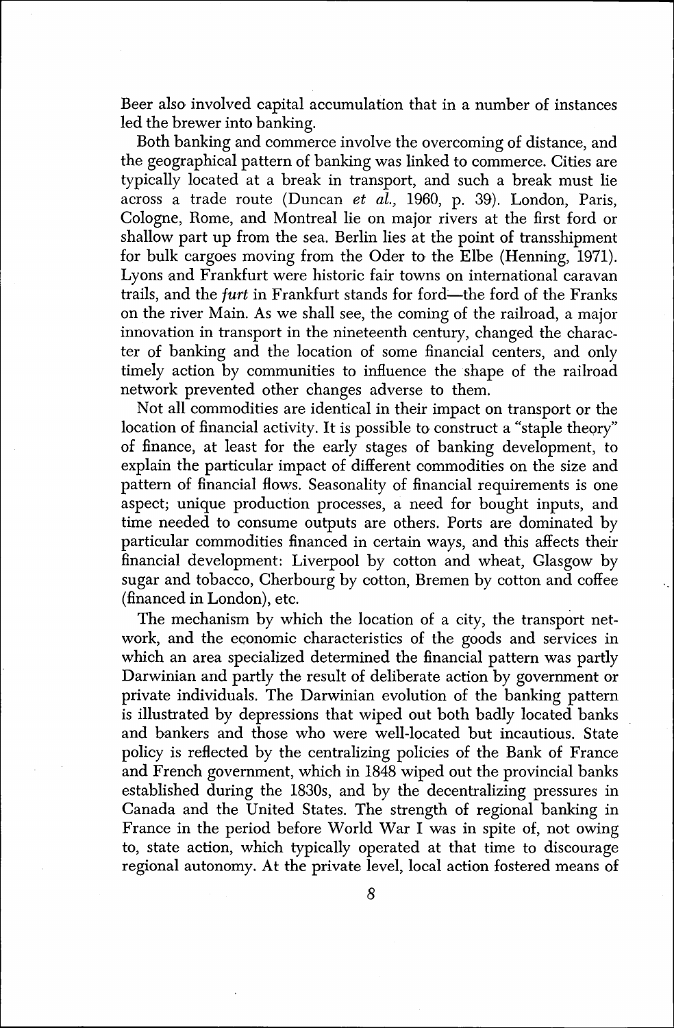Beer also involved capital accumulation that in a number of instances led the brewer into banking.

Both banking and commerce involve the overcoming of distance, and the geographical pattern of banking was linked to commerce. Cities are typically located at a break in transport, and such a break must lie across a trade route (Duncan *et al.*, 1960, p. 39). London, Paris, Cologne, Rome, and Montreal lie on major rivers at the first ford or shallow part up from the sea. Berlin lies at the point of transshipment for bulk cargoes moving from the Oder to the Elbe (Henning, 1971). Lyons and Frankfurt were historic fair towns on international caravan trails, and the *furt* in Frankfurt stands for ford—the ford of the Franks on the river Main. As we shall see, the coming of the railroad, a major innovation in transport in the nineteenth century, changed the character of banking and the location of some financial centers, and only timely action by communities to influence the shape of the railroad network prevented other changes adverse to them.

Not all commodities are identical in their impact on transport or the location of financial activity. It is possible to construct a "staple theory" of finance, at least for the early stages of banking development, to explain the particular impact of different commodities on the size and pattern of financial flows. Seasonality of financial requirements is one aspect; unique production processes, a need for bought inputs, and time needed to consume outputs are others. Ports are dominated by particular commodities financed in certain ways, and this affects their financial development: Liverpool by cotton and wheat, Glasgow by sugar and tobacco, Cherbourg by cotton, Bremen by cotton and coffee (financed in London), etc.

The mechanism by which the location of a city, the transport network, and the economic characteristics of the goods and services in which an area specialized determined the financial pattern was partly Darwinian and partly the result of deliberate action by government or private individuals. The Darwinian evolution of the banking pattern is illustrated by depressions that wiped out both badly located banks and bankers and those who were well-located but incautious. State policy is reflected by the centralizing policies of the Bank of France and French government, which in 1848 wiped out the provincial banks established during the 1830s, and by the decentralizing pressures in Canada and the United States. The strength of regional banking in France in the period before World War I was in spite of, not owing to, state action, which typically operated at that time to discourage regional autonomy. At the private level, local action fostered means of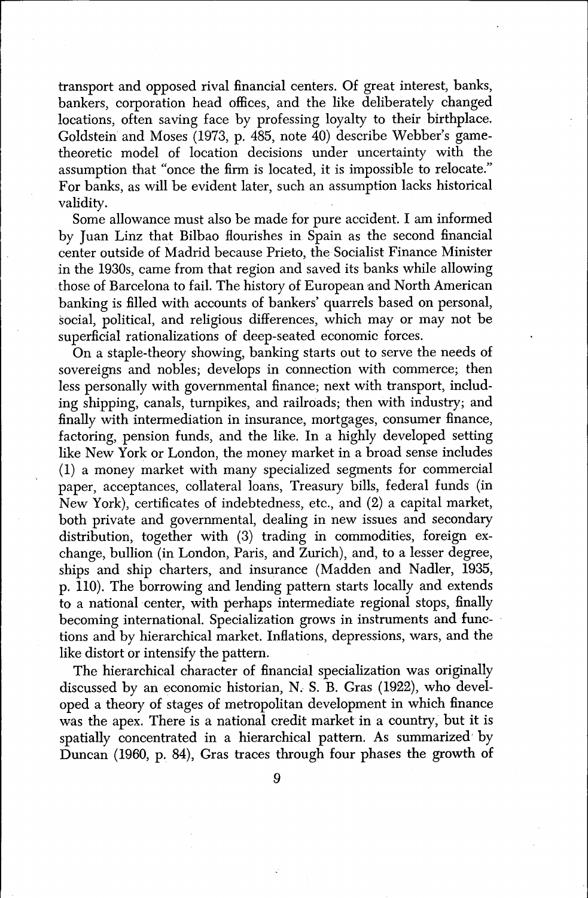transport and opposed rival financial centers. Of great interest, banks, bankers, corporation head offices, and the like deliberately changed locations, often saving face by professing loyalty to their birthplace. Goldstein and Moses (1973, p. 485, note 40) describe Webber's game-theoretic model of location decisions under uncertainty with the assumption that "once the firm is located, it is impossible to relocate." For banks, as will be evident later, such an assumption lacks historical validity.

Some allowance must also be made for pure accident. I am informed by Juan Linz that Bilbao flourishes in Spain as the second financial center outside of Madrid because Prieto, the Socialist Finance Minister in the 1930s, came from that region and saved its banks while allowing those of Barcelona to fail. The history of European and North American banking is filled with accounts of bankers' quarrels based on personal, social, political, and religious differences, which may or may not be superficial rationalizations of deep-seated economic forces.

On a staple-theory showing, banking starts out to serve the needs of sovereigns and nobles; develops in connection with commerce; then less personally with governmental finance; next with transport, including shipping, canals, turnpikes, and railroads; then with industry; and finally with intermediation in insurance, mortgages, consumer finance, factoring, pension funds, and the like. In a highly developed setting like New York or London, the money market in a broad sense includes (1) a money market with many specialized segments for commercial paper, acceptances, collateral loans, Treasury bills, federal funds (in New York), certificates of indebtedness, etc., and (2) a capital market, both private and governmental, dealing in new issues and secondary distribution, together with (3) trading in commodities, foreign exchange, bullion (in London, Paris, and Zurich), and, to a lesser degree, ships and ship charters, and insurance (Madden and Nadler, 1935, p. 110). The borrowing and lending pattern starts locally and extends to a national center, with perhaps intermediate regional stops, finally becoming international. Specialization grows in instruments and functions and by hierarchical market. Inflations, depressions, wars, and the like distort or intensify the pattern.

The hierarchical character of financial specialization was originally discussed by an economic historian, N. S. B. Gras (1922), who developed a theory of stages of metropolitan development in which finance was the apex. There is a national credit market in a country, but it is spatially concentrated in a hierarchical pattern. As summarized by Duncan (1960, p. 84), Gras traces through four phases the growth of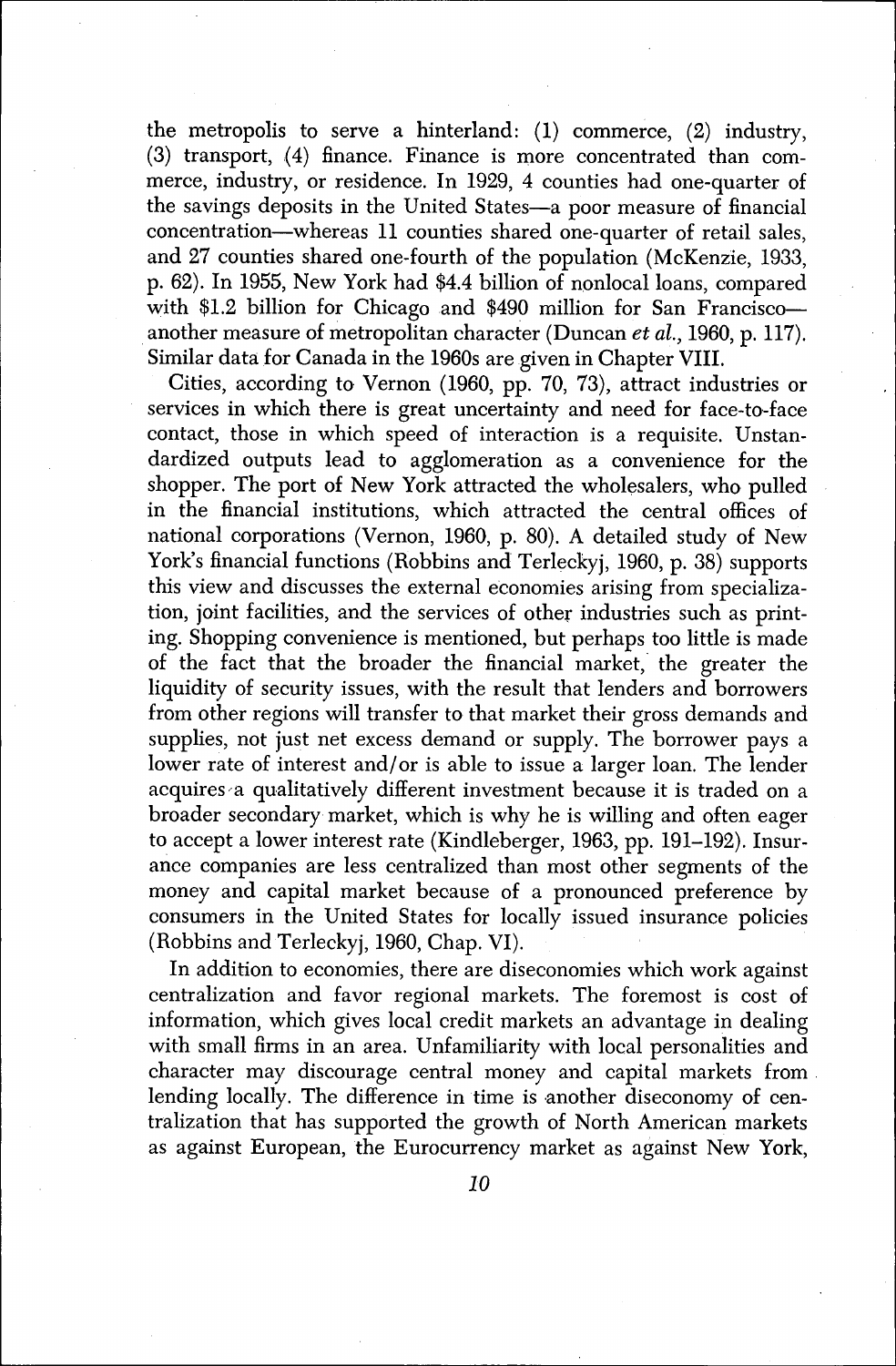the metropolis to serve a hinterland: (1) commerce, (2) industry, (3) transport, (4) finance. Finance is more concentrated than commerce, industry, or residence. In 1929, 4 counties had one-quarter of the savings deposits in the United States—a poor measure of financial concentration—whereas 11 counties shared one-quarter of retail sales, and 27 counties shared one-fourth of the population (McKenzie, 1933, p. 62). In 1955, New York had $4.4 billion of nonlocal loans, compared with $1.2 billion for Chicago and $490 million for San Francisco—another measure of metropolitan character (Duncan *et al.*, 1960, p. 117). Similar data for Canada in the 1960s are given in Chapter VIII.

Cities, according to Vernon (1960, pp. 70, 73), attract industries or services in which there is great uncertainty and need for face-to-face contact, those in which speed of interaction is a requisite. Unstandardized outputs lead to agglomeration as a convenience for the shopper. The port of New York attracted the wholesalers, who pulled in the financial institutions, which attracted the central offices of national corporations (Vernon, 1960, p. 80). A detailed study of New York's financial functions (Robbins and Terleckyj, 1960, p. 38) supports this view and discusses the external economies arising from specialization, joint facilities, and the services of other industries such as printing. Shopping convenience is mentioned, but perhaps too little is made of the fact that the broader the financial market, the greater the liquidity of security issues, with the result that lenders and borrowers from other regions will transfer to that market their gross demands and supplies, not just net excess demand or supply. The borrower pays a lower rate of interest and/or is able to issue a larger loan. The lender acquires a qualitatively different investment because it is traded on a broader secondary market, which is why he is willing and often eager to accept a lower interest rate (Kindleberger, 1963, pp. 191–192). Insurance companies are less centralized than most other segments of the money and capital market because of a pronounced preference by consumers in the United States for locally issued insurance policies (Robbins and Terleckyj, 1960, Chap. VI).

In addition to economies, there are diseconomies which work against centralization and favor regional markets. The foremost is cost of information, which gives local credit markets an advantage in dealing with small firms in an area. Unfamiliarity with local personalities and character may discourage central money and capital markets from lending locally. The difference in time is another diseconomy of centralization that has supported the growth of North American markets as against European, the Eurocurrency market as against New York,